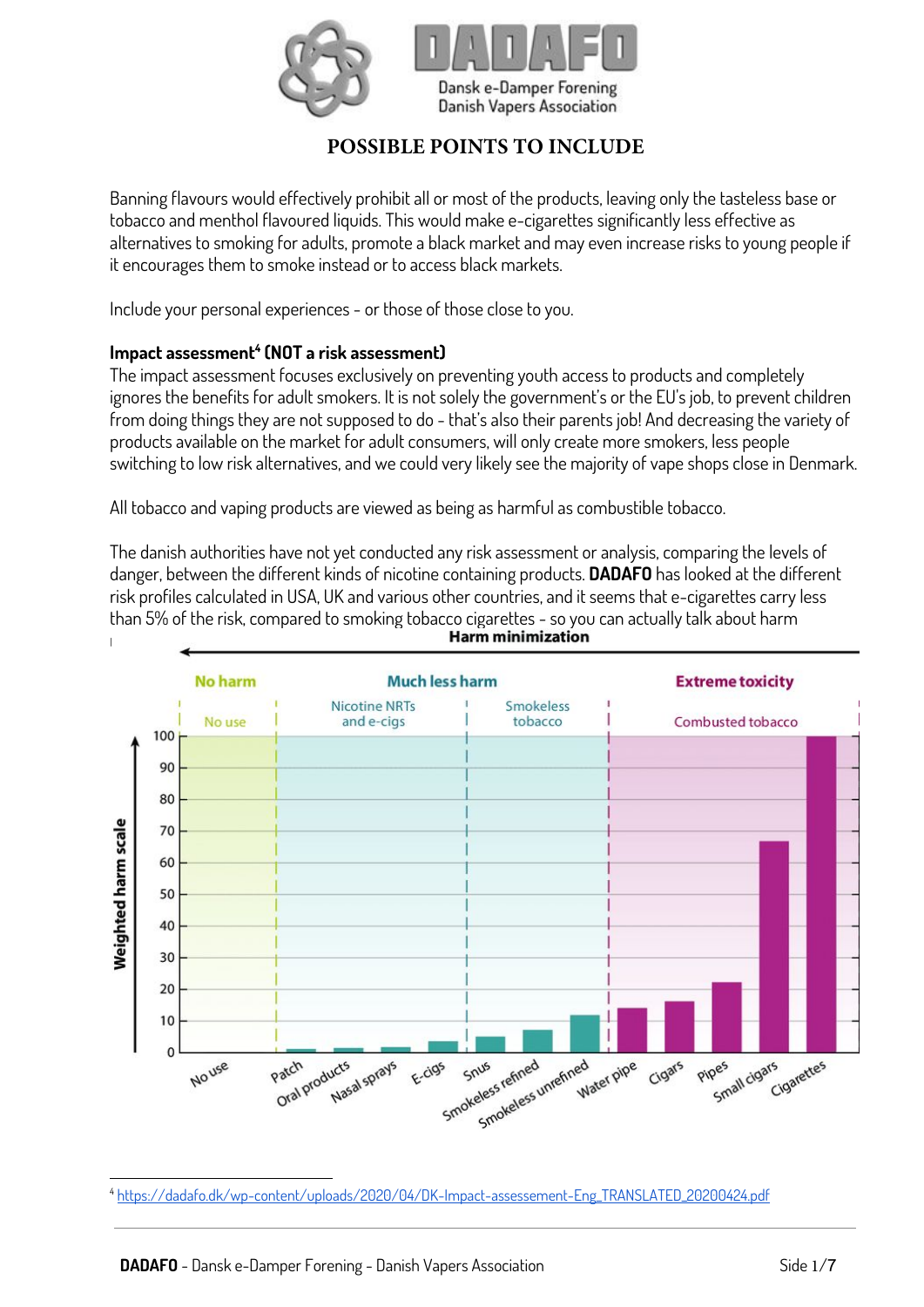# POSSIBLE POINTS TO INCLUDE

Banning flavours would effectively prohibit all or most of the products, leaving only the tasteless base or tobacco and menthol flavoured liquids. This would make e-cigarettes significantly less effective as alternatives to smoking for adults, promote a black market and may even increase risks to young people if it encourages them to smoke instead or to access black markets.

Include your personal experiences - or those of those close to you.

**Impact assessment[4] (NOT a risk assessment)**

The impact assessment focuses exclusively on preventing youth access to products and completely ignores the benefits for adult smokers. It is not solely the government's or the EU's job, to prevent children from doing things they are not supposed to do - that's also their parents job! And decreasing the variety of products available on the market for adult consumers, will only create more smokers, less people switching to low risk alternatives, and we could very likely see the majority of vape shops close in Denmark.

All tobacco and vaping products are viewed as being as harmful as combustible tobacco.

The danish authorities have not yet conducted any risk assessment or analysis, comparing the levels of danger, between the different kinds of nicotine containing products. **DADAFO** has looked at the different risk profiles calculated in USA, UK and various other countries, and it seems that e-cigarettes carry less than 5% of the risk, compared to smoking tobacco cigarettes - so you can actually talk about harm

[4] https://dadafo.dk/wp-content/uploads/2020/04/DK-Impact-assessement-Eng_TRANSLATED_20200424.pdf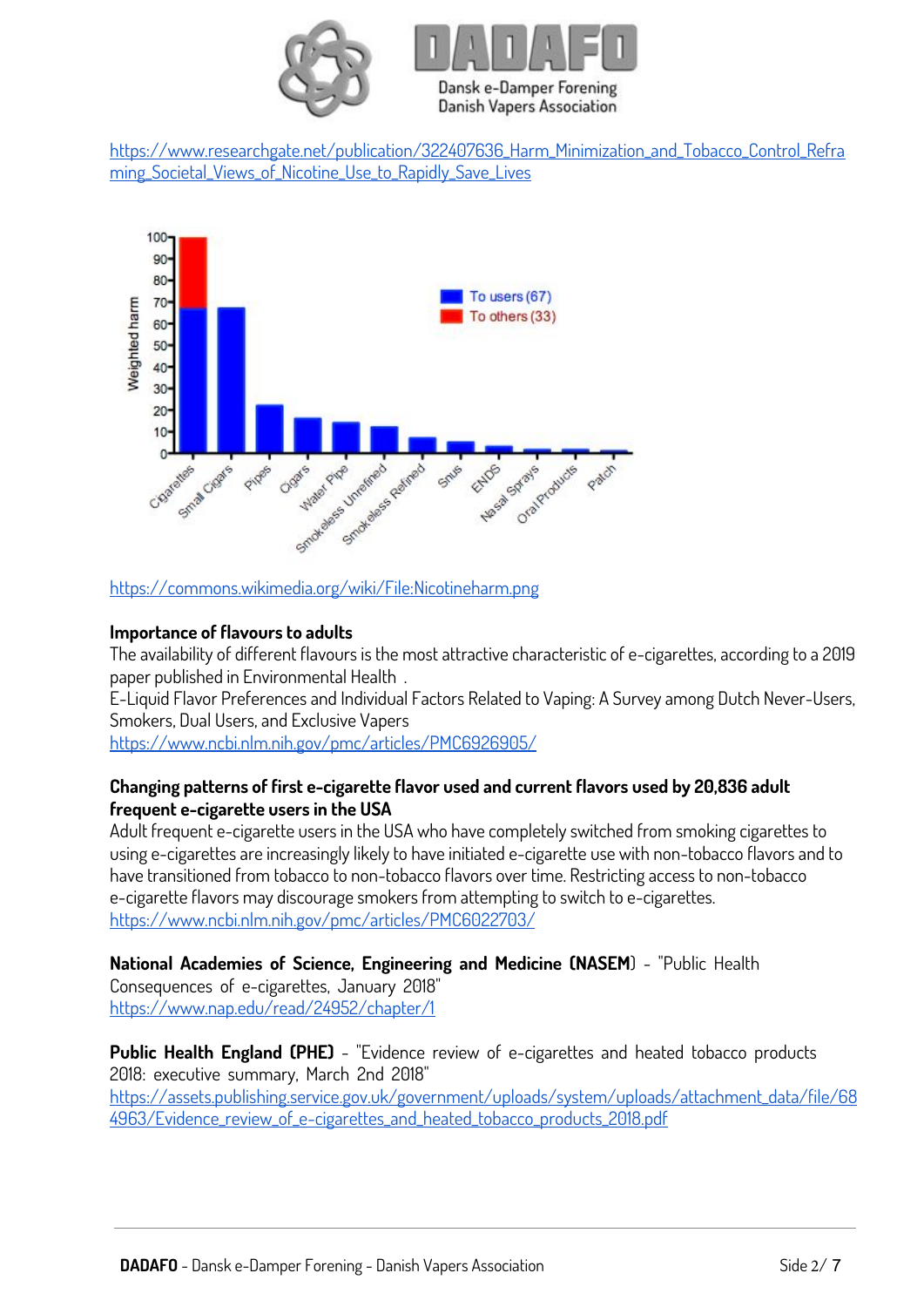https://www.researchgate.net/publication/322407636_Harm_Minimization_and_Tobacco_Control_Reframing_Societal_Views_of_Nicotine_Use_to_Rapidly_Save_Lives

https://commons.wikimedia.org/wiki/File:Nicotineharm.png

**Importance of flavours to adults**

The availability of different flavours is the most attractive characteristic of e-cigarettes, according to a 2019 paper published in Environmental Health .

E-Liquid Flavor Preferences and Individual Factors Related to Vaping: A Survey among Dutch Never-Users, Smokers, Dual Users, and Exclusive Vapers

https://www.ncbi.nlm.nih.gov/pmc/articles/PMC6926905/

**Changing patterns of first e-cigarette flavor used and current flavors used by 20,836 adult frequent e-cigarette users in the USA**

Adult frequent e-cigarette users in the USA who have completely switched from smoking cigarettes to using e-cigarettes are increasingly likely to have initiated e-cigarette use with non-tobacco flavors and to have transitioned from tobacco to non-tobacco flavors over time. Restricting access to non-tobacco e-cigarette flavors may discourage smokers from attempting to switch to e-cigarettes.

https://www.ncbi.nlm.nih.gov/pmc/articles/PMC6022703/

**National Academies of Science, Engineering and Medicine (NASEM)** - "Public Health Consequences of e-cigarettes, January 2018"

https://www.nap.edu/read/24952/chapter/1

**Public Health England (PHE)** - "Evidence review of e-cigarettes and heated tobacco products 2018: executive summary, March 2nd 2018"

https://assets.publishing.service.gov.uk/government/uploads/system/uploads/attachment_data/file/684963/Evidence_review_of_e-cigarettes_and_heated_tobacco_products_2018.pdf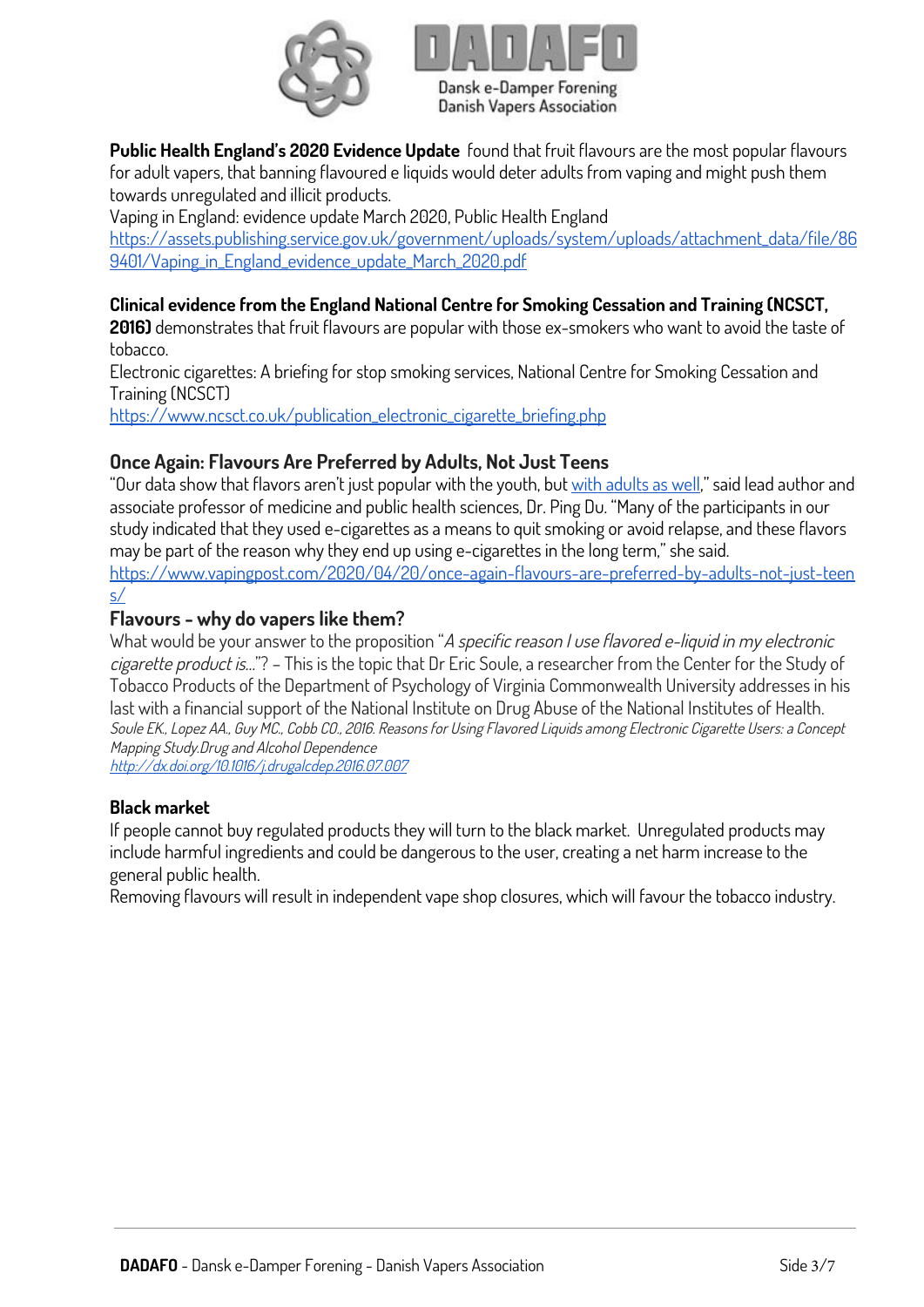**Public Health England's 2020 Evidence Update** found that fruit flavours are the most popular flavours for adult vapers, that banning flavoured e liquids would deter adults from vaping and might push them towards unregulated and illicit products.

Vaping in England: evidence update March 2020, Public Health England

https://assets.publishing.service.gov.uk/government/uploads/system/uploads/attachment_data/file/869401/Vaping_in_England_evidence_update_March_2020.pdf

**Clinical evidence from the England National Centre for Smoking Cessation and Training (NCSCT, 2016)** demonstrates that fruit flavours are popular with those ex-smokers who want to avoid the taste of tobacco.

Electronic cigarettes: A briefing for stop smoking services, National Centre for Smoking Cessation and Training (NCSCT)

https://www.ncsct.co.uk/publication_electronic_cigarette_briefing.php

## Once Again: Flavours Are Preferred by Adults, Not Just Teens

"Our data show that flavors aren't just popular with the youth, but with adults as well," said lead author and associate professor of medicine and public health sciences, Dr. Ping Du. "Many of the participants in our study indicated that they used e-cigarettes as a means to quit smoking or avoid relapse, and these flavors may be part of the reason why they end up using e-cigarettes in the long term," she said.

https://www.vapingpost.com/2020/04/20/once-again-flavours-are-preferred-by-adults-not-just-teens/

## Flavours - why do vapers like them?

What would be your answer to the proposition "*A specific reason I use flavored e-liquid in my electronic cigarette product is...*"? – This is the topic that Dr Eric Soule, a researcher from the Center for the Study of Tobacco Products of the Department of Psychology of Virginia Commonwealth University addresses in his last with a financial support of the National Institute on Drug Abuse of the National Institutes of Health.

*Soule EK., Lopez AA., Guy MC., Cobb CO., 2016. Reasons for Using Flavored Liquids among Electronic Cigarette Users: a Concept Mapping Study.Drug and Alcohol Dependence*

*http://dx.doi.org/10.1016/j.drugalcdep.2016.07.007*

**Black market**

If people cannot buy regulated products they will turn to the black market. Unregulated products may include harmful ingredients and could be dangerous to the user, creating a net harm increase to the general public health.

Removing flavours will result in independent vape shop closures, which will favour the tobacco industry.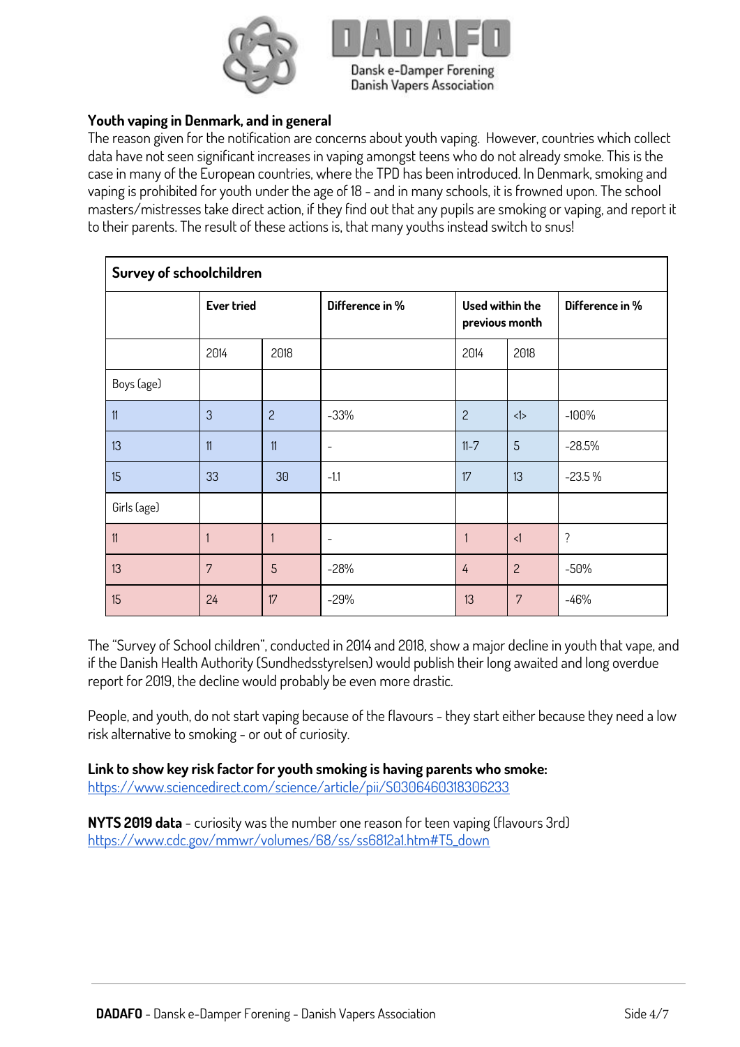Dansk e-Damper Forening
Danish Vapers Association

**Youth vaping in Denmark, and in general**

The reason given for the notification are concerns about youth vaping. However, countries which collect data have not seen significant increases in vaping amongst teens who do not already smoke. This is the case in many of the European countries, where the TPD has been introduced. In Denmark, smoking and vaping is prohibited for youth under the age of 18 - and in many schools, it is frowned upon. The school masters/mistresses take direct action, if they find out that any pupils are smoking or vaping, and report it to their parents. The result of these actions is, that many youths instead switch to snus!

| **Survey of schoolchildren** | | | | | | |
|---|---|---|---|---|---|---|
| | **Ever tried** | | **Difference in %** | **Used within the previous month** | | **Difference in %** |
| | 2014 | 2018 | | 2014 | 2018 | |
| Boys (age) | | | | | | |
| 11 | 3 | 2 | -33% | 2 | <1> | -100% |
| 13 | 11 | 11 | - | 11-7 | 5 | -28.5% |
| 15 | 33 | 30 | -1.1 | 17 | 13 | -23.5 % |
| Girls (age) | | | | | | |
| 11 | 1 | 1 | - | 1 | <1 | ? |
| 13 | 7 | 5 | -28% | 4 | 2 | -50% |
| 15 | 24 | 17 | -29% | 13 | 7 | -46% |

The "Survey of School children", conducted in 2014 and 2018, show a major decline in youth that vape, and if the Danish Health Authority (Sundhedsstyrelsen) would publish their long awaited and long overdue report for 2019, the decline would probably be even more drastic.

People, and youth, do not start vaping because of the flavours - they start either because they need a low risk alternative to smoking - or out of curiosity.

**Link to show key risk factor for youth smoking is having parents who smoke:**
https://www.sciencedirect.com/science/article/pii/S0306460318306233

**NYTS 2019 data** - curiosity was the number one reason for teen vaping (flavours 3rd)
https://www.cdc.gov/mmwr/volumes/68/ss/ss6812a1.htm#T5_down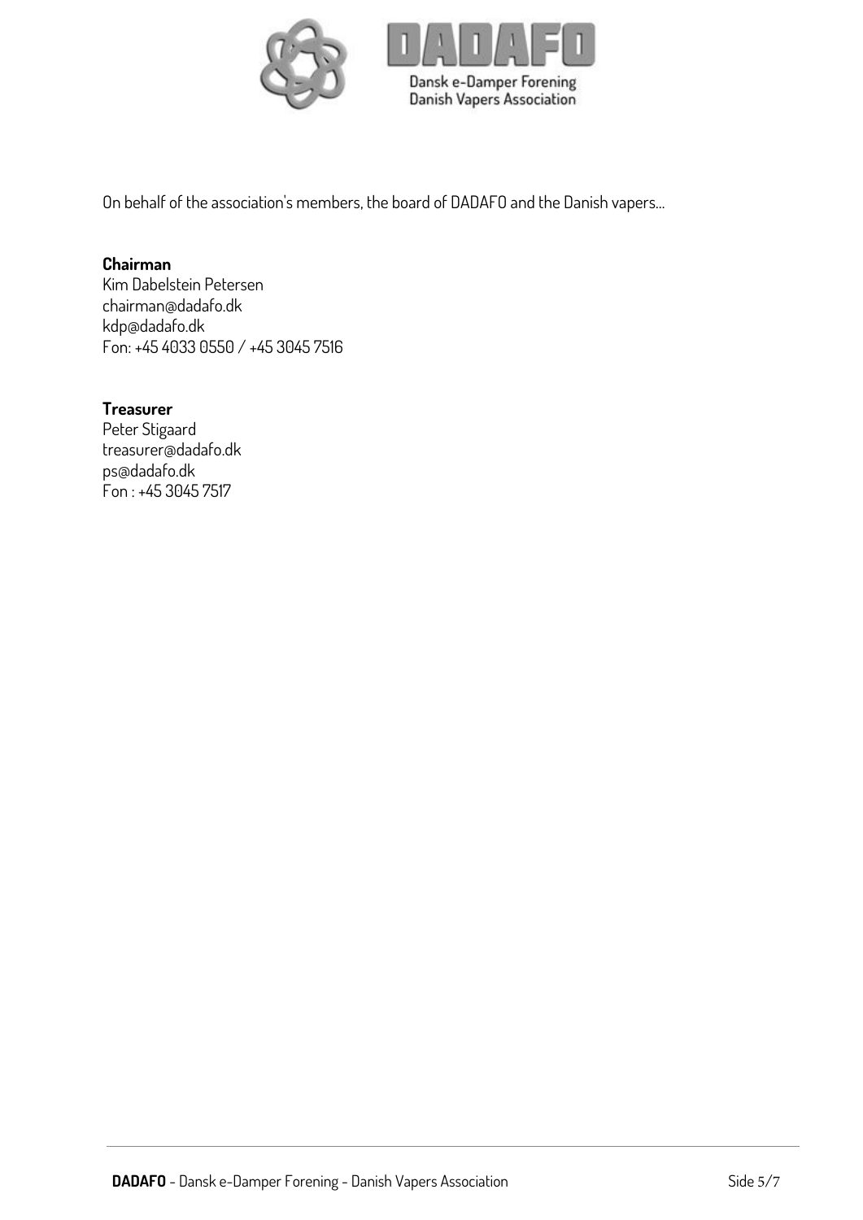On behalf of the association's members, the board of DADAFO and the Danish vapers...

**Chairman**
Kim Dabelstein Petersen
chairman@dadafo.dk
kdp@dadafo.dk
Fon: +45 4033 0550 / +45 3045 7516

**Treasurer**
Peter Stigaard
treasurer@dadafo.dk
ps@dadafo.dk
Fon : +45 3045 7517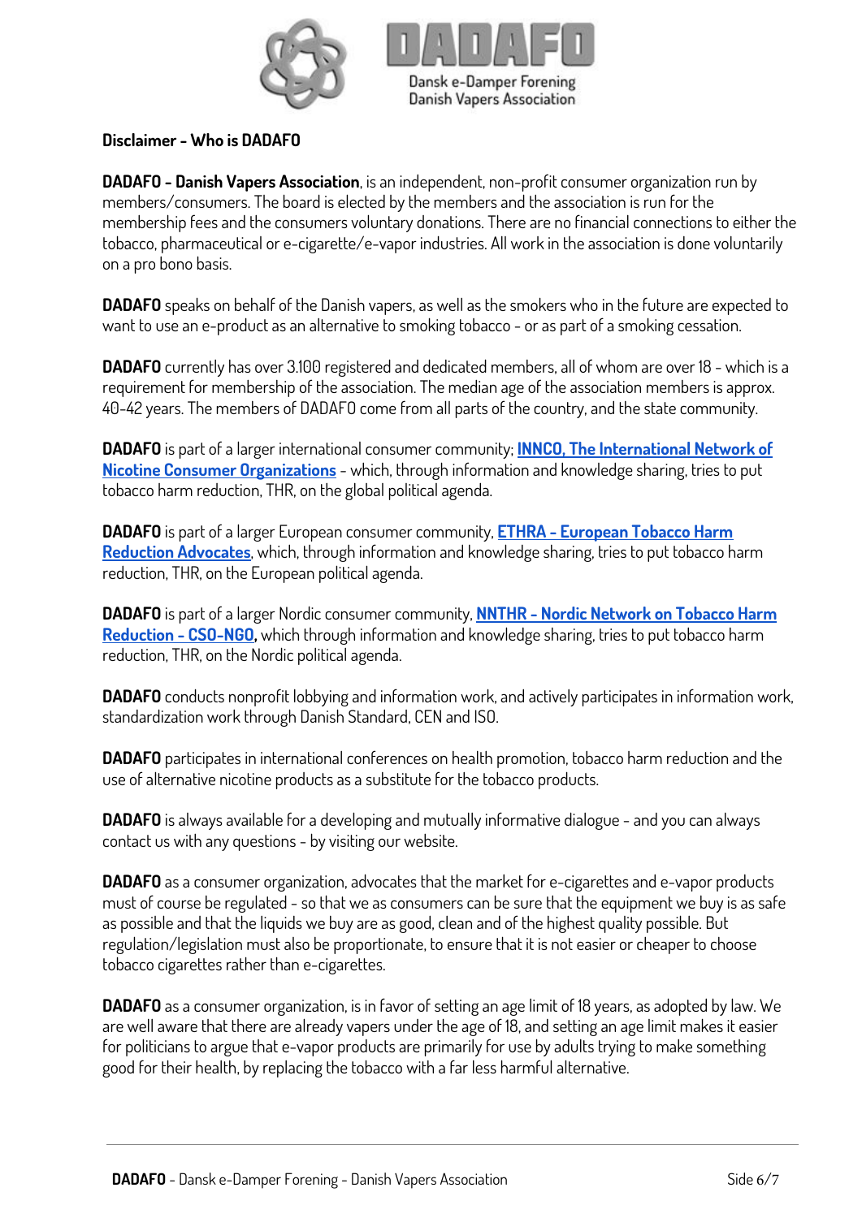**Disclaimer - Who is DADAFO**

**DADAFO - Danish Vapers Association**, is an independent, non-profit consumer organization run by members/consumers. The board is elected by the members and the association is run for the membership fees and the consumers voluntary donations. There are no financial connections to either the tobacco, pharmaceutical or e-cigarette/e-vapor industries. All work in the association is done voluntarily on a pro bono basis.

**DADAFO** speaks on behalf of the Danish vapers, as well as the smokers who in the future are expected to want to use an e-product as an alternative to smoking tobacco - or as part of a smoking cessation.

**DADAFO** currently has over 3.100 registered and dedicated members, all of whom are over 18 - which is a requirement for membership of the association. The median age of the association members is approx. 40-42 years. The members of DADAFO come from all parts of the country, and the state community.

**DADAFO** is part of a larger international consumer community; **INNCO, The International Network of Nicotine Consumer Organizations** - which, through information and knowledge sharing, tries to put tobacco harm reduction, THR, on the global political agenda.

**DADAFO** is part of a larger European consumer community, **ETHRA - European Tobacco Harm Reduction Advocates**, which, through information and knowledge sharing, tries to put tobacco harm reduction, THR, on the European political agenda.

**DADAFO** is part of a larger Nordic consumer community, **NNTHR - Nordic Network on Tobacco Harm Reduction - CSO-NGO**, which through information and knowledge sharing, tries to put tobacco harm reduction, THR, on the Nordic political agenda.

**DADAFO** conducts nonprofit lobbying and information work, and actively participates in information work, standardization work through Danish Standard, CEN and ISO.

**DADAFO** participates in international conferences on health promotion, tobacco harm reduction and the use of alternative nicotine products as a substitute for the tobacco products.

**DADAFO** is always available for a developing and mutually informative dialogue - and you can always contact us with any questions - by visiting our website.

**DADAFO** as a consumer organization, advocates that the market for e-cigarettes and e-vapor products must of course be regulated - so that we as consumers can be sure that the equipment we buy is as safe as possible and that the liquids we buy are as good, clean and of the highest quality possible. But regulation/legislation must also be proportionate, to ensure that it is not easier or cheaper to choose tobacco cigarettes rather than e-cigarettes.

**DADAFO** as a consumer organization, is in favor of setting an age limit of 18 years, as adopted by law. We are well aware that there are already vapers under the age of 18, and setting an age limit makes it easier for politicians to argue that e-vapor products are primarily for use by adults trying to make something good for their health, by replacing the tobacco with a far less harmful alternative.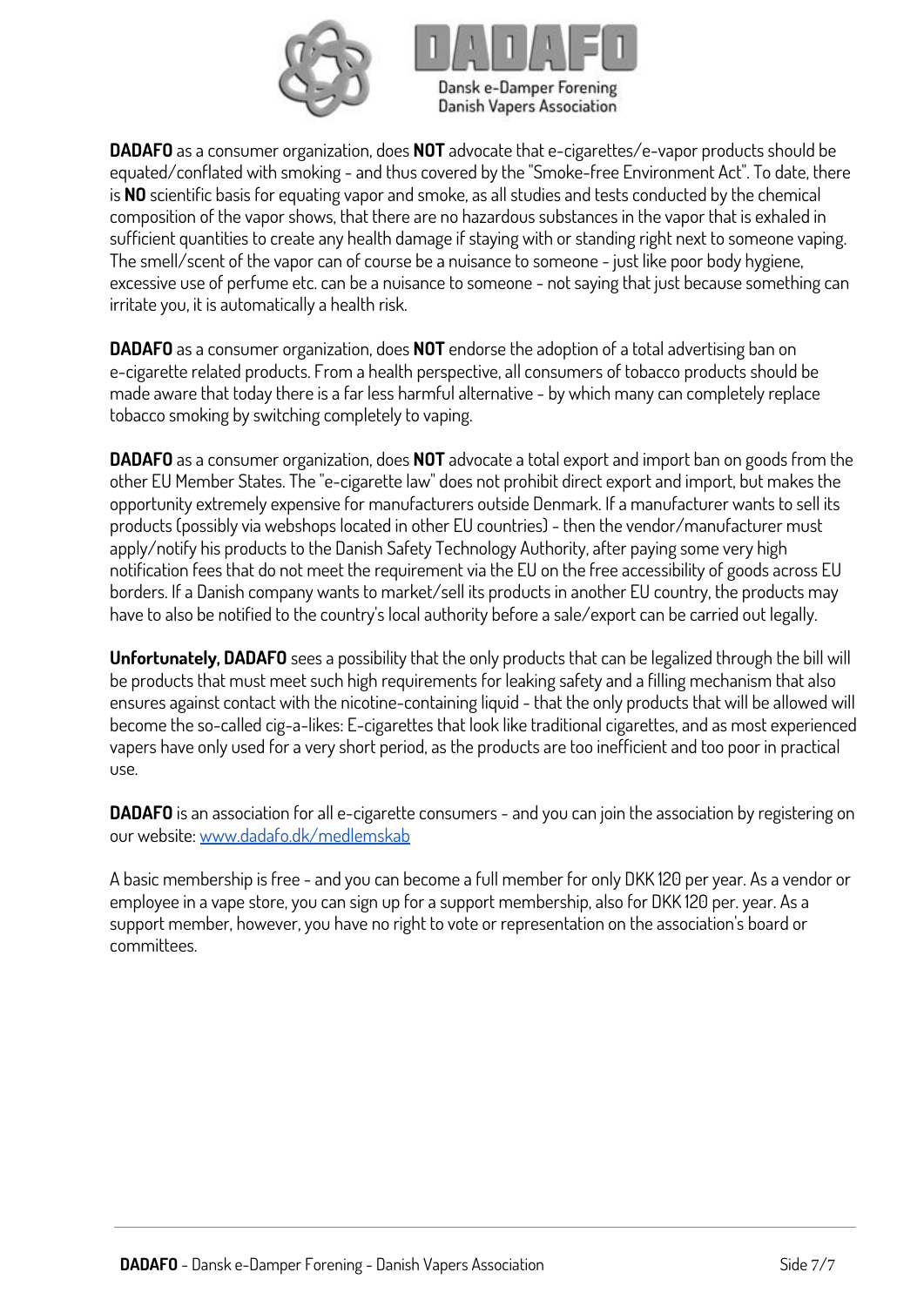Dansk e-Damper Forening
Danish Vapers Association

**DADAFO** as a consumer organization, does **NOT** advocate that e-cigarettes/e-vapor products should be equated/conflated with smoking - and thus covered by the "Smoke-free Environment Act". To date, there is **NO** scientific basis for equating vapor and smoke, as all studies and tests conducted by the chemical composition of the vapor shows, that there are no hazardous substances in the vapor that is exhaled in sufficient quantities to create any health damage if staying with or standing right next to someone vaping. The smell/scent of the vapor can of course be a nuisance to someone - just like poor body hygiene, excessive use of perfume etc. can be a nuisance to someone - not saying that just because something can irritate you, it is automatically a health risk.

**DADAFO** as a consumer organization, does **NOT** endorse the adoption of a total advertising ban on e-cigarette related products. From a health perspective, all consumers of tobacco products should be made aware that today there is a far less harmful alternative - by which many can completely replace tobacco smoking by switching completely to vaping.

**DADAFO** as a consumer organization, does **NOT** advocate a total export and import ban on goods from the other EU Member States. The "e-cigarette law" does not prohibit direct export and import, but makes the opportunity extremely expensive for manufacturers outside Denmark. If a manufacturer wants to sell its products (possibly via webshops located in other EU countries) - then the vendor/manufacturer must apply/notify his products to the Danish Safety Technology Authority, after paying some very high notification fees that do not meet the requirement via the EU on the free accessibility of goods across EU borders. If a Danish company wants to market/sell its products in another EU country, the products may have to also be notified to the country's local authority before a sale/export can be carried out legally.

**Unfortunately, DADAFO** sees a possibility that the only products that can be legalized through the bill will be products that must meet such high requirements for leaking safety and a filling mechanism that also ensures against contact with the nicotine-containing liquid - that the only products that will be allowed will become the so-called cig-a-likes: E-cigarettes that look like traditional cigarettes, and as most experienced vapers have only used for a very short period, as the products are too inefficient and too poor in practical use.

**DADAFO** is an association for all e-cigarette consumers - and you can join the association by registering on our website: [www.dadafo.dk/medlemskab](http://www.dadafo.dk/medlemskab)

A basic membership is free - and you can become a full member for only DKK 120 per year. As a vendor or employee in a vape store, you can sign up for a support membership, also for DKK 120 per. year. As a support member, however, you have no right to vote or representation on the association's board or committees.